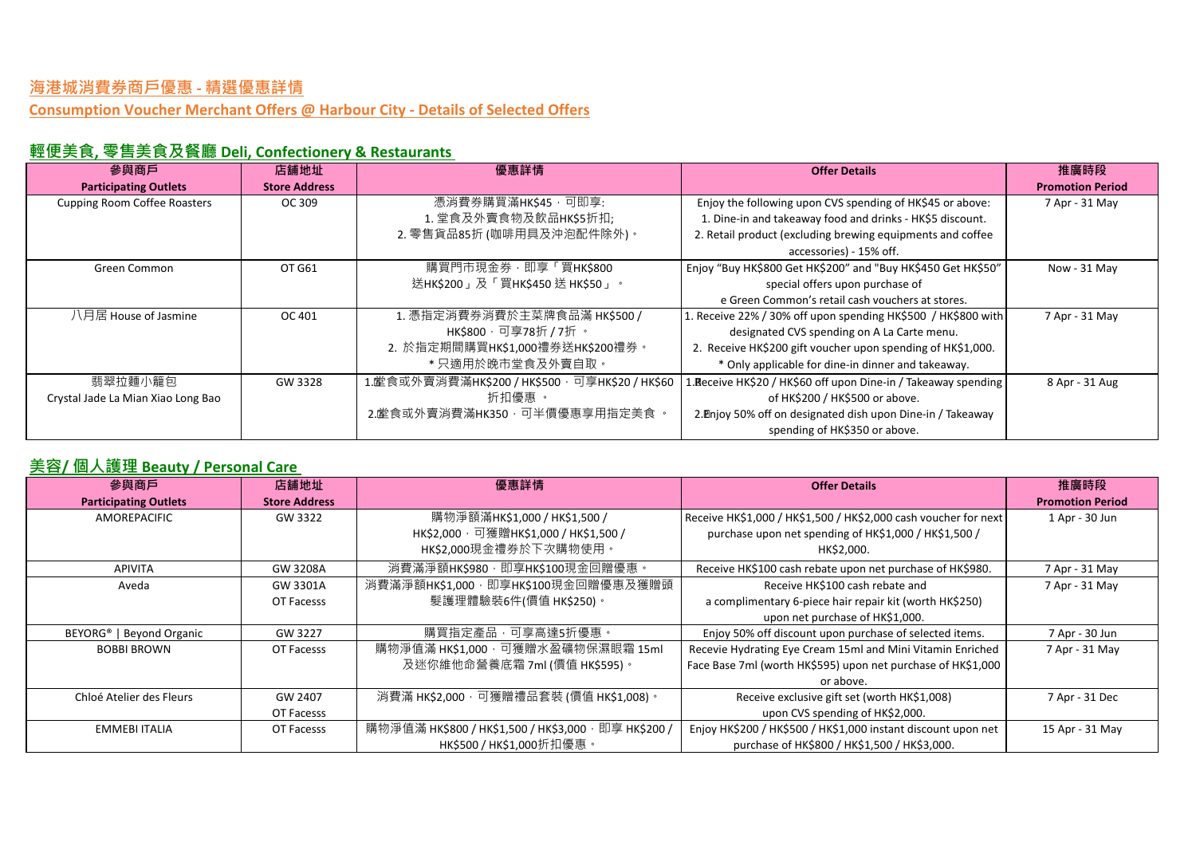## 海港城消費券商戶優惠 - 精選優惠詳情

## Consumption Voucher Merchant Offers @ Harbour City - Details of Selected Offers

### 輕便美食, 零售美食及餐廳 Deli, Confectionery & Restaurants

| 參與商戶<br>Participating Outlets | 店舖地址<br>Store Address | 優惠詳情 | Offer Details | 推廣時段<br>Promotion Period |
|---|---|---|---|---|
| Cupping Room Coffee Roasters | OC 309 | 憑消費券購買滿HK$45，可即享:<br>1. 堂食及外賣食物及飲品HK$5折扣;<br>2. 零售貨品85折 (咖啡用具及沖泡配件除外)。 | Enjoy the following upon CVS spending of HK$45 or above:<br>1. Dine-in and takeaway food and drinks - HK$5 discount.<br>2. Retail product (excluding brewing equipments and coffee accessories) - 15% off. | 7 Apr - 31 May |
| Green Common | OT G61 | 購買門市現金劵，即享「買HK$800 送HK$200」及「買HK$450 送 HK$50」。 | Enjoy "Buy HK$800 Get HK$200" and "Buy HK$450 Get HK$50" special offers upon purchase of e Green Common's retail cash vouchers at stores. | Now - 31 May |
| 八月居 House of Jasmine | OC 401 | 1. 憑指定消費券消費於主菜牌食品滿 HK$500 / HK$800，可享78折 / 7折 。<br>2. 於指定期間購買HK$1,000禮券送HK$200禮券。<br>* 只適用於晚市堂食及外賣自取。 | 1. Receive 22% / 30% off upon spending HK$500 / HK$800 with designated CVS spending on A La Carte menu.<br>2. Receive HK$200 gift voucher upon spending of HK$1,000.<br>* Only applicable for dine-in dinner and takeaway. | 7 Apr - 31 May |
| 翡翠拉麵小籠包<br>Crystal Jade La Mian Xiao Long Bao | GW 3328 | 1.堂食或外賣消費滿HK$200 / HK$500，可享HK$20 / HK$60 折扣優惠 。<br>2.堂食或外賣消費滿HK350，可半價優惠享用指定美食 。 | 1.Receive HK$20 / HK$60 off upon Dine-in / Takeaway spending of HK$200 / HK$500 or above.<br>2.Enjoy 50% off on designated dish upon Dine-in / Takeaway spending of HK$350 or above. | 8 Apr - 31 Aug |

### 美容/ 個人護理 Beauty / Personal Care

| 參與商戶<br>Participating Outlets | 店舖地址<br>Store Address | 優惠詳情 | Offer Details | 推廣時段<br>Promotion Period |
|---|---|---|---|---|
| AMOREPACIFIC | GW 3322 | 購物淨額滿HK$1,000 / HK$1,500 / HK$2,000，可獲贈HK$1,000 / HK$1,500 / HK$2,000現金禮劵於下次購物使用。 | Receive HK$1,000 / HK$1,500 / HK$2,000 cash voucher for next purchase upon net spending of HK$1,000 / HK$1,500 / HK$2,000. | 1 Apr - 30 Jun |
| APIVITA | GW 3208A | 消費滿淨額HK$980，即享HK$100現金回贈優惠。 | Receive HK$100 cash rebate upon net purchase of HK$980. | 7 Apr - 31 May |
| Aveda | GW 3301A<br>OT Facesss | 消費滿淨額HK$1,000，即享HK$100現金回贈優惠及獲贈頭髮護理體驗裝6件(價值 HK$250)。 | Receive HK$100 cash rebate and a complimentary 6-piece hair repair kit (worth HK$250) upon net purchase of HK$1,000. | 7 Apr - 31 May |
| BEYORG® \| Beyond Organic | GW 3227 | 購買指定產品，可享高達5折優惠。 | Enjoy 50% off discount upon purchase of selected items. | 7 Apr - 30 Jun |
| BOBBI BROWN | OT Facesss | 購物淨值滿 HK$1,000，可獲贈水盈礦物保濕眼霜 15ml 及迷你維他命營養底霜 7ml (價值 HK$595)。 | Recevie Hydrating Eye Cream 15ml and Mini Vitamin Enriched Face Base 7ml (worth HK$595) upon net purchase of HK$1,000 or above. | 7 Apr - 31 May |
| Chloé Atelier des Fleurs | GW 2407<br>OT Facesss | 消費滿 HK$2,000，可獲贈禮品套裝 (價值 HK$1,008)。 | Receive exclusive gift set (worth HK$1,008) upon CVS spending of HK$2,000. | 7 Apr - 31 Dec |
| EMMEBI ITALIA | OT Facesss | 購物淨值滿 HK$800 / HK$1,500 / HK$3,000，即享 HK$200 / HK$500 / HK$1,000折扣優惠。 | Enjoy HK$200 / HK$500 / HK$1,000 instant discount upon net purchase of HK$800 / HK$1,500 / HK$3,000. | 15 Apr - 31 May |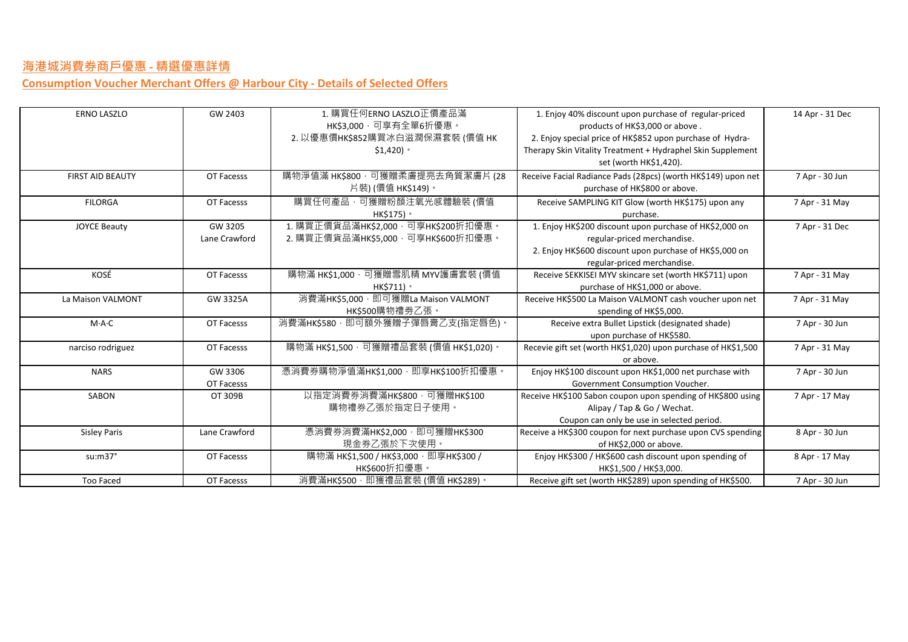## 海港城消費券商戶優惠 - 精選優惠詳情

## Consumption Voucher Merchant Offers @ Harbour City - Details of Selected Offers

| | | | | |
|---|---|---|---|---|
| ERNO LASZLO | GW 2403 | 1. 購買任何ERNO LASZLO正價產品滿HK$3,000，可享有全單6折優惠。<br>2. 以優惠價HK$852購買冰白滋潤保濕套裝 (價值 HK $1,420)。 | 1. Enjoy 40% discount upon purchase of regular-priced products of HK$3,000 or above .<br>2. Enjoy special price of HK$852 upon purchase of Hydra-Therapy Skin Vitality Treatment + Hydraphel Skin Supplement set (worth HK$1,420). | 14 Apr - 31 Dec |
| FIRST AID BEAUTY | OT Facesss | 購物淨值滿 HK$800，可獲贈柔膚提亮去角質潔膚片 (28片裝) (價值 HK$149)。 | Receive Facial Radiance Pads (28pcs) (worth HK$149) upon net purchase of HK$800 or above. | 7 Apr - 30 Jun |
| FILORGA | OT Facesss | 購買任何產品，可獲贈粉顏注氧光感體驗裝 (價值 HK$175)。 | Receive SAMPLING KIT Glow (worth HK$175) upon any purchase. | 7 Apr - 31 May |
| JOYCE Beauty | GW 3205<br>Lane Crawford | 1. 購買正價貨品滿HK$2,000，可享HK$200折扣優惠。<br>2. 購買正價貨品滿HK$5,000，可享HK$600折扣優惠。 | 1. Enjoy HK$200 discount upon purchase of HK$2,000 on regular-priced merchandise.<br>2. Enjoy HK$600 discount upon purchase of HK$5,000 on regular-priced merchandise. | 7 Apr - 31 Dec |
| KOSÉ | OT Facesss | 購物滿 HK$1,000，可獲贈雪肌精 MYV護膚套裝 (價值 HK$711)。 | Receive SEKKISEI MYV skincare set (worth HK$711) upon purchase of HK$1,000 or above. | 7 Apr - 31 May |
| La Maison VALMONT | GW 3325A | 消費滿HK$5,000，即可獲贈La Maison VALMONT HK$500購物禮券乙張。 | Receive HK$500 La Maison VALMONT cash voucher upon net spending of HK$5,000. | 7 Apr - 31 May |
| M·A·C | OT Facesss | 消費滿HK$580，即可額外獲贈子彈唇膏乙支(指定唇色)。 | Receive extra Bullet Lipstick (designated shade) upon purchase of HK$580. | 7 Apr - 30 Jun |
| narciso rodriguez | OT Facesss | 購物滿 HK$1,500，可獲贈禮品套裝 (價值 HK$1,020)。 | Recevie gift set (worth HK$1,020) upon purchase of HK$1,500 or above. | 7 Apr - 31 May |
| NARS | GW 3306<br>OT Facesss | 憑消費券購物淨值滿HK$1,000，即享HK$100折扣優惠。 | Enjoy HK$100 discount upon HK$1,000 net purchase with Government Consumption Voucher. | 7 Apr - 30 Jun |
| SABON | OT 309B | 以指定消費券消費滿HK$800，可獲贈HK$100購物禮券乙張於指定日子使用。 | Receive HK$100 Sabon coupon upon spending of HK$800 using Alipay / Tap & Go / Wechat.<br>Coupon can only be use in selected period. | 7 Apr - 17 May |
| Sisley Paris | Lane Crawford | 憑消費券消費滿HK$2,000，即可獲贈HK$300現金劵乙張於下次使用。 | Receive a HK$300 coupon for next purchase upon CVS spending of HK$2,000 or above. | 8 Apr - 30 Jun |
| su:m37° | OT Facesss | 購物滿 HK$1,500 / HK$3,000，即享HK$300 / HK$600折扣優惠。 | Enjoy HK$300 / HK$600 cash discount upon spending of HK$1,500 / HK$3,000. | 8 Apr - 17 May |
| Too Faced | OT Facesss | 消費滿HK$500，即獲禮品套裝 (價值 HK$289)。 | Receive gift set (worth HK$289) upon spending of HK$500. | 7 Apr - 30 Jun |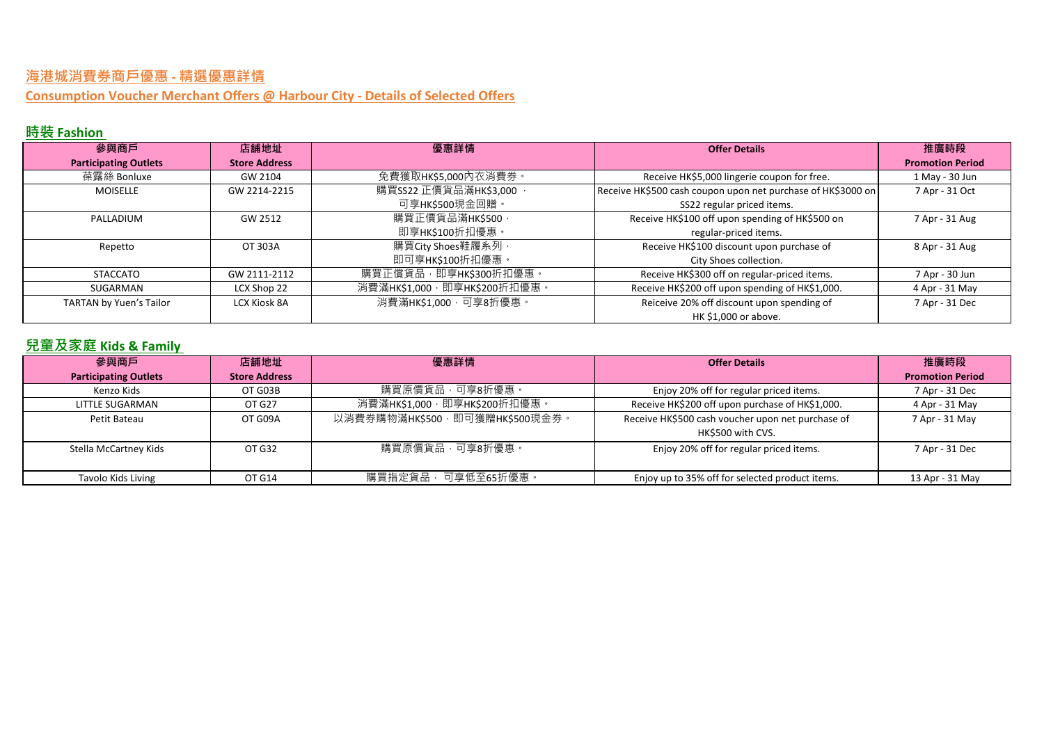## 海港城消費券商戶優惠 - 精選優惠詳情

## Consumption Voucher Merchant Offers @ Harbour City - Details of Selected Offers

### 時裝 Fashion

| 參與商戶<br>Participating Outlets | 店鋪地址<br>Store Address | 優惠詳情 | Offer Details | 推廣時段<br>Promotion Period |
|---|---|---|---|---|
| 葆露絲 Bonluxe | GW 2104 | 免費獲取HK$5,000內衣消費券。 | Receive HK$5,000 lingerie coupon for free. | 1 May - 30 Jun |
| MOISELLE | GW 2214-2215 | 購買SS22 正價貨品滿HK$3,000，可享HK$500現金回贈。 | Receive HK$500 cash coupon upon net purchase of HK$3000 on SS22 regular priced items. | 7 Apr - 31 Oct |
| PALLADIUM | GW 2512 | 購買正價貨品滿HK$500，即享HK$100折扣優惠。 | Receive HK$100 off upon spending of HK$500 on regular-priced items. | 7 Apr - 31 Aug |
| Repetto | OT 303A | 購買City Shoes鞋履系列，即可享HK$100折扣優惠。 | Receive HK$100 discount upon purchase of City Shoes collection. | 8 Apr - 31 Aug |
| STACCATO | GW 2111-2112 | 購買正價貨品，即享HK$300折扣優惠。 | Receive HK$300 off on regular-priced items. | 7 Apr - 30 Jun |
| SUGARMAN | LCX Shop 22 | 消費滿HK$1,000，即享HK$200折扣優惠。 | Receive HK$200 off upon spending of HK$1,000. | 4 Apr - 31 May |
| TARTAN by Yuen's Tailor | LCX Kiosk 8A | 消費滿HK$1,000，可享8折優惠。 | Reiceive 20% off discount upon spending of HK $1,000 or above. | 7 Apr - 31 Dec |

### 兒童及家庭 Kids & Family

| 參與商戶<br>Participating Outlets | 店鋪地址<br>Store Address | 優惠詳情 | Offer Details | 推廣時段<br>Promotion Period |
|---|---|---|---|---|
| Kenzo Kids | OT G03B | 購買原價貨品，可享8折優惠。 | Enjoy 20% off for regular priced items. | 7 Apr - 31 Dec |
| LITTLE SUGARMAN | OT G27 | 消費滿HK$1,000，即享HK$200折扣優惠。 | Receive HK$200 off upon purchase of HK$1,000. | 4 Apr - 31 May |
| Petit Bateau | OT G09A | 以消費券購物滿HK$500，即可獲贈HK$500現金券。 | Receive HK$500 cash voucher upon net purchase of HK$500 with CVS. | 7 Apr - 31 May |
| Stella McCartney Kids | OT G32 | 購買原價貨品，可享8折優惠。 | Enjoy 20% off for regular priced items. | 7 Apr - 31 Dec |
| Tavolo Kids Living | OT G14 | 購買指定貨品， 可享低至65折優惠。 | Enjoy up to 35% off for selected product items. | 13 Apr - 31 May |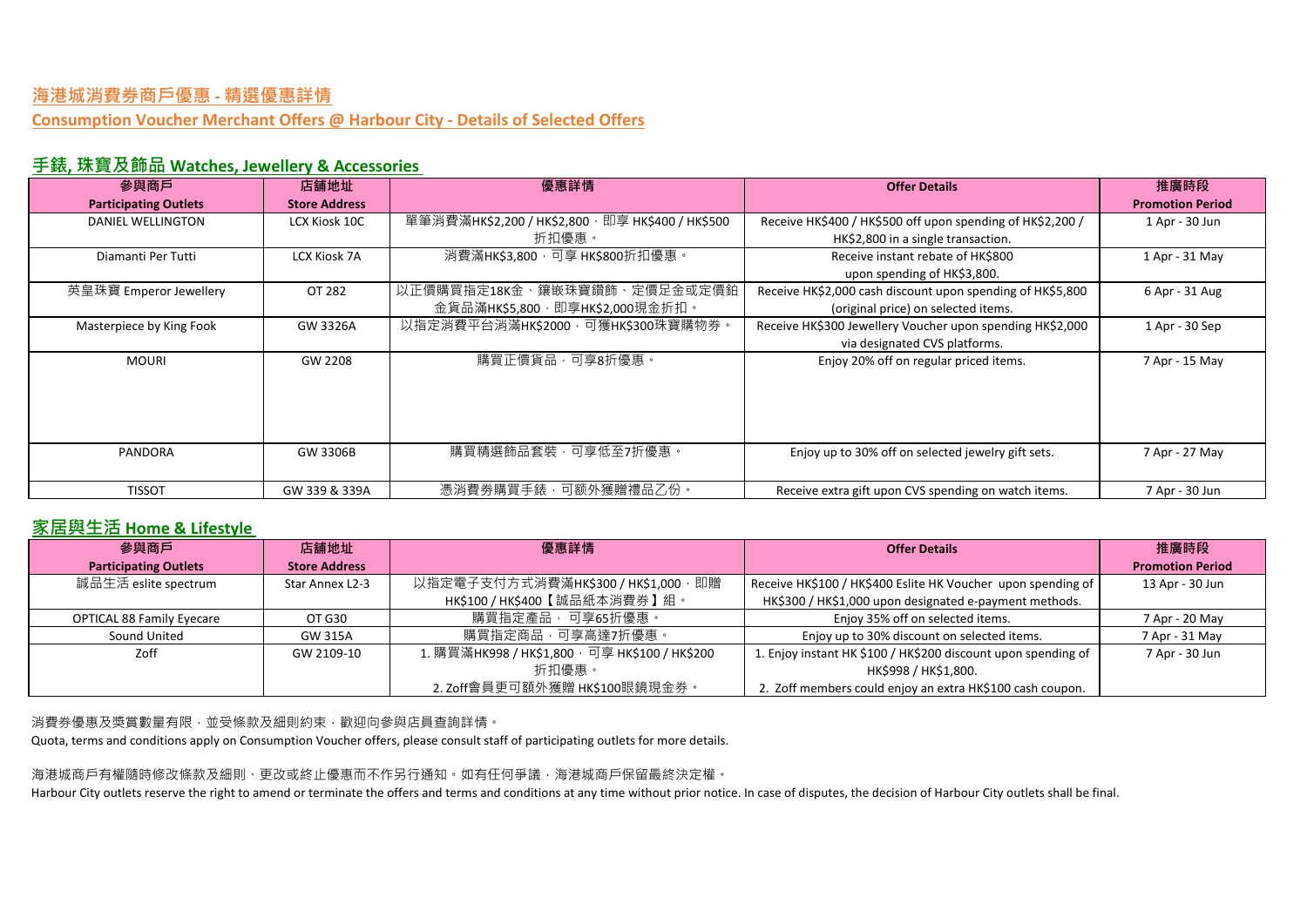## 海港城消費券商戶優惠 - 精選優惠詳情

## Consumption Voucher Merchant Offers @ Harbour City - Details of Selected Offers

### 手錶, 珠寶及飾品 Watches, Jewellery & Accessories

| 參與商戶<br>Participating Outlets | 店舖地址<br>Store Address | 優惠詳情 | Offer Details | 推廣時段<br>Promotion Period |
|---|---|---|---|---|
| DANIEL WELLINGTON | LCX Kiosk 10C | 單筆消費滿HK$2,200 / HK$2,800，即享 HK$400 / HK$500折扣優惠。 | Receive HK$400 / HK$500 off upon spending of HK$2,200 / HK$2,800 in a single transaction. | 1 Apr - 30 Jun |
| Diamanti Per Tutti | LCX Kiosk 7A | 消費滿HK$3,800，可享 HK$800折扣優惠。 | Receive instant rebate of HK$800 upon spending of HK$3,800. | 1 Apr - 31 May |
| 英皇珠寶 Emperor Jewellery | OT 282 | 以正價購買指定18K金、鑲嵌珠寶鑽飾、定價足金或定價鉑金貨品滿HK$5,800，即享HK$2,000現金折扣。 | Receive HK$2,000 cash discount upon spending of HK$5,800 (original price) on selected items. | 6 Apr - 31 Aug |
| Masterpiece by King Fook | GW 3326A | 以指定消費平台消滿HK$2000，可獲HK$300珠寶購物券。 | Receive HK$300 Jewellery Voucher upon spending HK$2,000 via designated CVS platforms. | 1 Apr - 30 Sep |
| MOURI | GW 2208 | 購買正價貨品，可享8折優惠。 | Enjoy 20% off on regular priced items. | 7 Apr - 15 May |
| PANDORA | GW 3306B | 購買精選飾品套裝，可享低至7折優惠。 | Enjoy up to 30% off on selected jewelry gift sets. | 7 Apr - 27 May |
| TISSOT | GW 339 & 339A | 憑消費券購買手錶，可額外獲贈禮品乙份。 | Receive extra gift upon CVS spending on watch items. | 7 Apr - 30 Jun |

### 家居與生活 Home & Lifestyle

| 參與商戶<br>Participating Outlets | 店舖地址<br>Store Address | 優惠詳情 | Offer Details | 推廣時段<br>Promotion Period |
|---|---|---|---|---|
| 誠品生活 eslite spectrum | Star Annex L2-3 | 以指定電子支付方式消費滿HK$300 / HK$1,000，即贈HK$100 / HK$400【誠品紙本消費券】組。 | Receive HK$100 / HK$400 Eslite HK Voucher upon spending of HK$300 / HK$1,000 upon designated e-payment methods. | 13 Apr - 30 Jun |
| OPTICAL 88 Family Eyecare | OT G30 | 購買指定產品，可享65折優惠。 | Enjoy 35% off on selected items. | 7 Apr - 20 May |
| Sound United | GW 315A | 購買指定商品，可享高達7折優惠。 | Enjoy up to 30% discount on selected items. | 7 Apr - 31 May |
| Zoff | GW 2109-10 | 1. 購買滿HK998 / HK$1,800，可享 HK$100 / HK$200折扣優惠。<br>2. Zoff會員更可額外獲贈 HK$100眼鏡現金券。 | 1. Enjoy instant HK $100 / HK$200 discount upon spending of HK$998 / HK$1,800.<br>2. Zoff members could enjoy an extra HK$100 cash coupon. | 7 Apr - 30 Jun |

消費券優惠及獎賞數量有限，並受條款及細則約束，歡迎向參與店員查詢詳情。

Quota, terms and conditions apply on Consumption Voucher offers, please consult staff of participating outlets for more details.

海港城商戶有權隨時修改條款及細則、更改或終止優惠而不作另行通知。如有任何爭議，海港城商戶保留最終決定權。

Harbour City outlets reserve the right to amend or terminate the offers and terms and conditions at any time without prior notice. In case of disputes, the decision of Harbour City outlets shall be final.